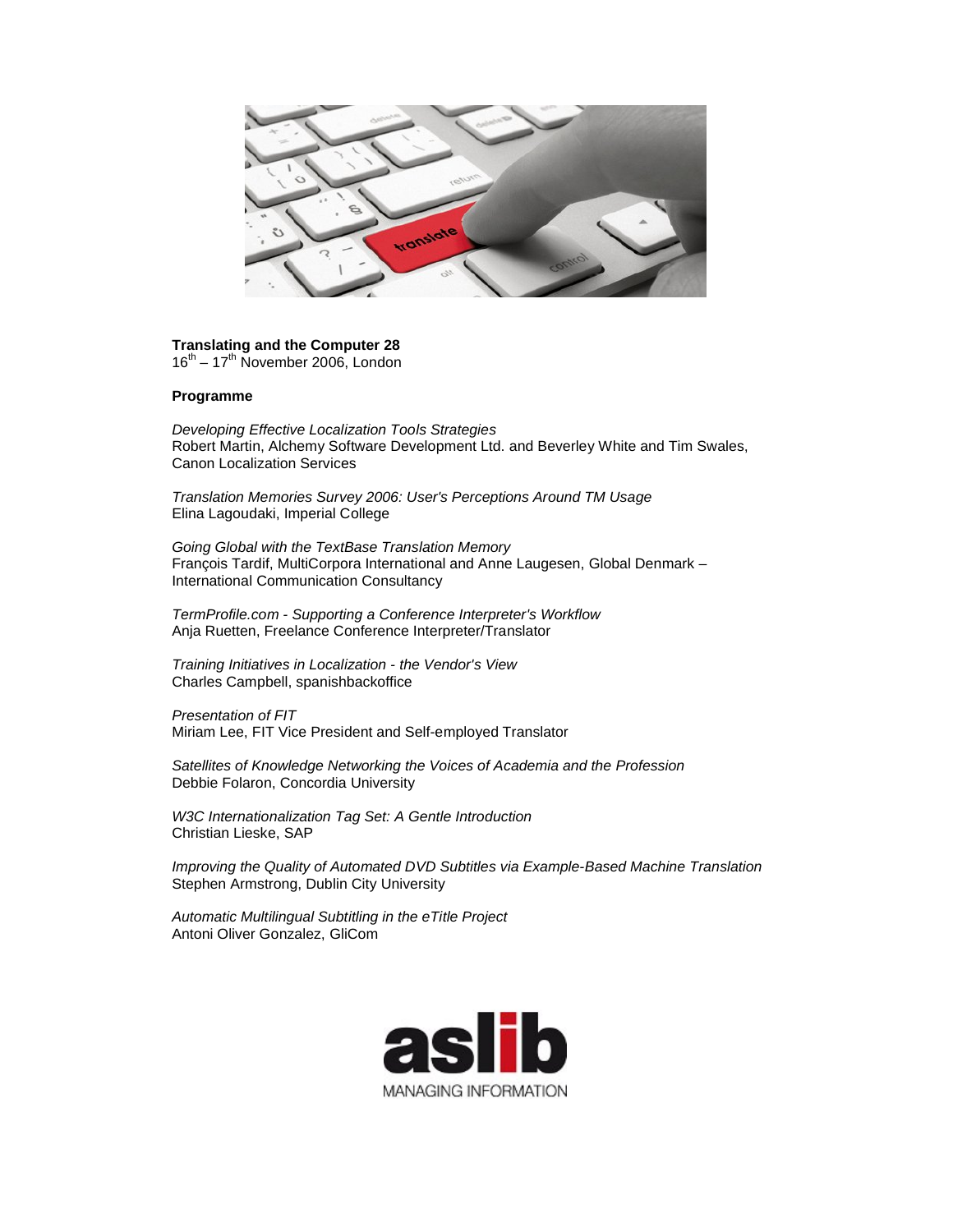**Translating and the Computer 28**
16th – 17th November 2006, London

**Programme**

*Developing Effective Localization Tools Strategies*
Robert Martin, Alchemy Software Development Ltd. and Beverley White and Tim Swales, Canon Localization Services

*Translation Memories Survey 2006: User's Perceptions Around TM Usage*
Elina Lagoudaki, Imperial College

*Going Global with the TextBase Translation Memory*
François Tardif, MultiCorpora International and Anne Laugesen, Global Denmark – International Communication Consultancy

*TermProfile.com - Supporting a Conference Interpreter's Workflow*
Anja Ruetten, Freelance Conference Interpreter/Translator

*Training Initiatives in Localization - the Vendor's View*
Charles Campbell, spanishbackoffice

*Presentation of FIT*
Miriam Lee, FIT Vice President and Self-employed Translator

*Satellites of Knowledge Networking the Voices of Academia and the Profession*
Debbie Folaron, Concordia University

*W3C Internationalization Tag Set: A Gentle Introduction*
Christian Lieske, SAP

*Improving the Quality of Automated DVD Subtitles via Example-Based Machine Translation*
Stephen Armstrong, Dublin City University

*Automatic Multilingual Subtitling in the eTitle Project*
Antoni Oliver Gonzalez, GliCom

aslib
MANAGING INFORMATION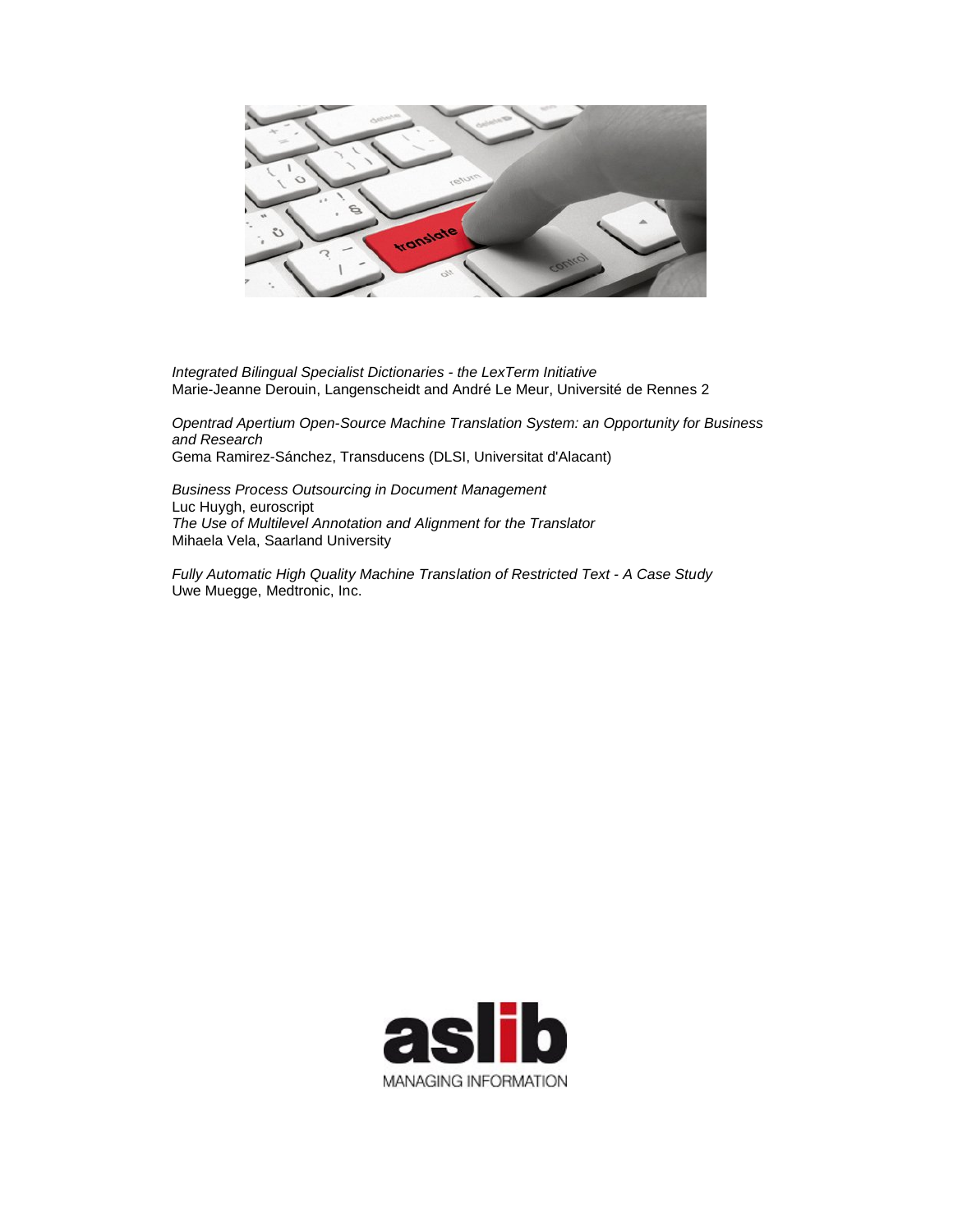*Integrated Bilingual Specialist Dictionaries - the LexTerm Initiative*
Marie-Jeanne Derouin, Langenscheidt and André Le Meur, Université de Rennes 2

*Opentrad Apertium Open-Source Machine Translation System: an Opportunity for Business and Research*
Gema Ramirez-Sánchez, Transducens (DLSI, Universitat d'Alacant)

*Business Process Outsourcing in Document Management*
Luc Huygh, euroscript

*The Use of Multilevel Annotation and Alignment for the Translator*
Mihaela Vela, Saarland University

*Fully Automatic High Quality Machine Translation of Restricted Text - A Case Study*
Uwe Muegge, Medtronic, Inc.

aslib
MANAGING INFORMATION